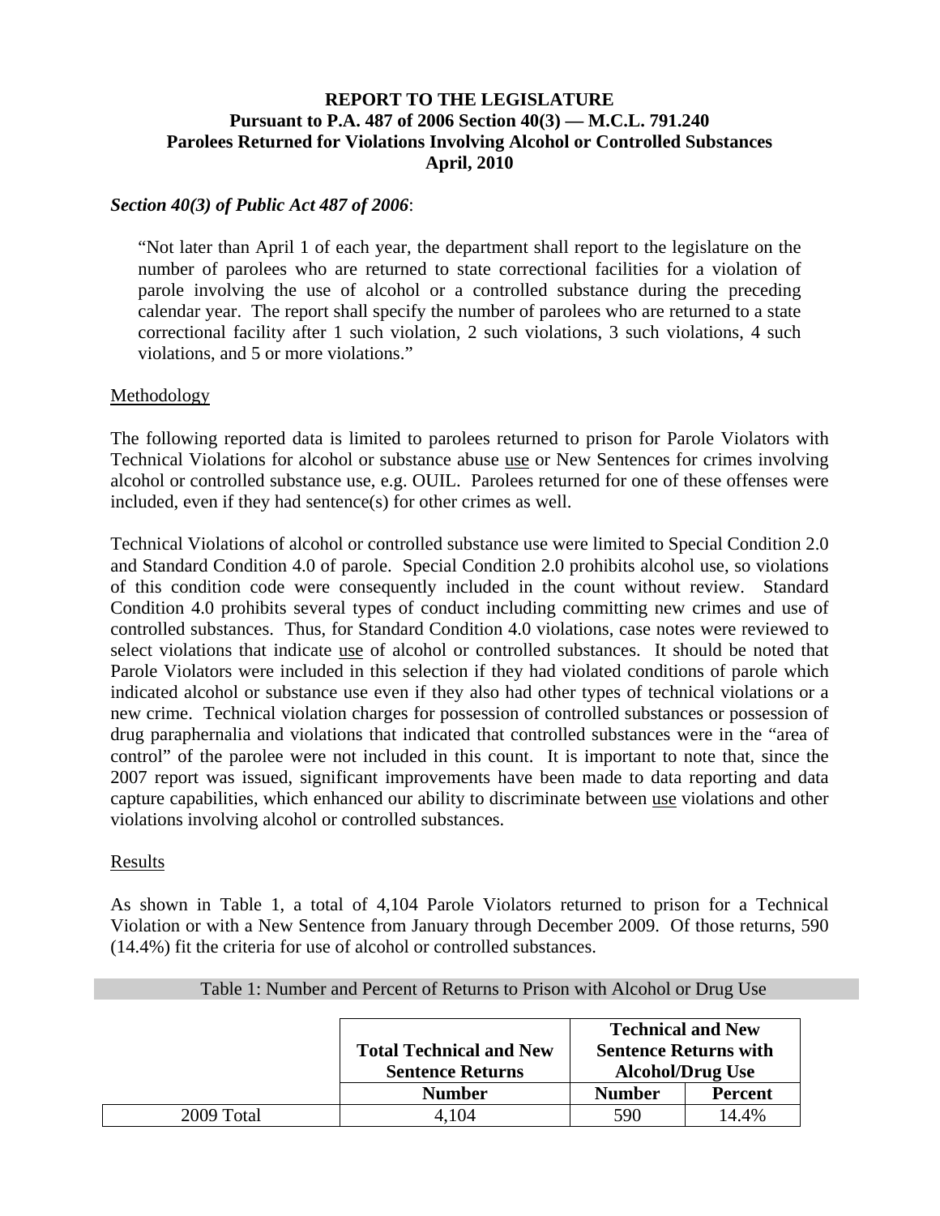**REPORT TO THE LEGISLATURE**
**Pursuant to P.A. 487 of 2006 Section 40(3) — M.C.L. 791.240**
**Parolees Returned for Violations Involving Alcohol or Controlled Substances**
**April, 2010**

***Section 40(3) of Public Act 487 of 2006***:

> "Not later than April 1 of each year, the department shall report to the legislature on the number of parolees who are returned to state correctional facilities for a violation of parole involving the use of alcohol or a controlled substance during the preceding calendar year. The report shall specify the number of parolees who are returned to a state correctional facility after 1 such violation, 2 such violations, 3 such violations, 4 such violations, and 5 or more violations."

<u>Methodology</u>

The following reported data is limited to parolees returned to prison for Parole Violators with Technical Violations for alcohol or substance abuse <u>use</u> or New Sentences for crimes involving alcohol or controlled substance use, e.g. OUIL. Parolees returned for one of these offenses were included, even if they had sentence(s) for other crimes as well.

Technical Violations of alcohol or controlled substance use were limited to Special Condition 2.0 and Standard Condition 4.0 of parole. Special Condition 2.0 prohibits alcohol use, so violations of this condition code were consequently included in the count without review. Standard Condition 4.0 prohibits several types of conduct including committing new crimes and use of controlled substances. Thus, for Standard Condition 4.0 violations, case notes were reviewed to select violations that indicate <u>use</u> of alcohol or controlled substances. It should be noted that Parole Violators were included in this selection if they had violated conditions of parole which indicated alcohol or substance use even if they also had other types of technical violations or a new crime. Technical violation charges for possession of controlled substances or possession of drug paraphernalia and violations that indicated that controlled substances were in the "area of control" of the parolee were not included in this count. It is important to note that, since the 2007 report was issued, significant improvements have been made to data reporting and data capture capabilities, which enhanced our ability to discriminate between <u>use</u> violations and other violations involving alcohol or controlled substances.

<u>Results</u>

As shown in Table 1, a total of 4,104 Parole Violators returned to prison for a Technical Violation or with a New Sentence from January through December 2009. Of those returns, 590 (14.4%) fit the criteria for use of alcohol or controlled substances.

Table 1: Number and Percent of Returns to Prison with Alcohol or Drug Use

| | Total Technical and New Sentence Returns | Technical and New Sentence Returns with Alcohol/Drug Use | |
|---|---|---|---|
| | Number | Number | Percent |
| 2009 Total | 4,104 | 590 | 14.4% |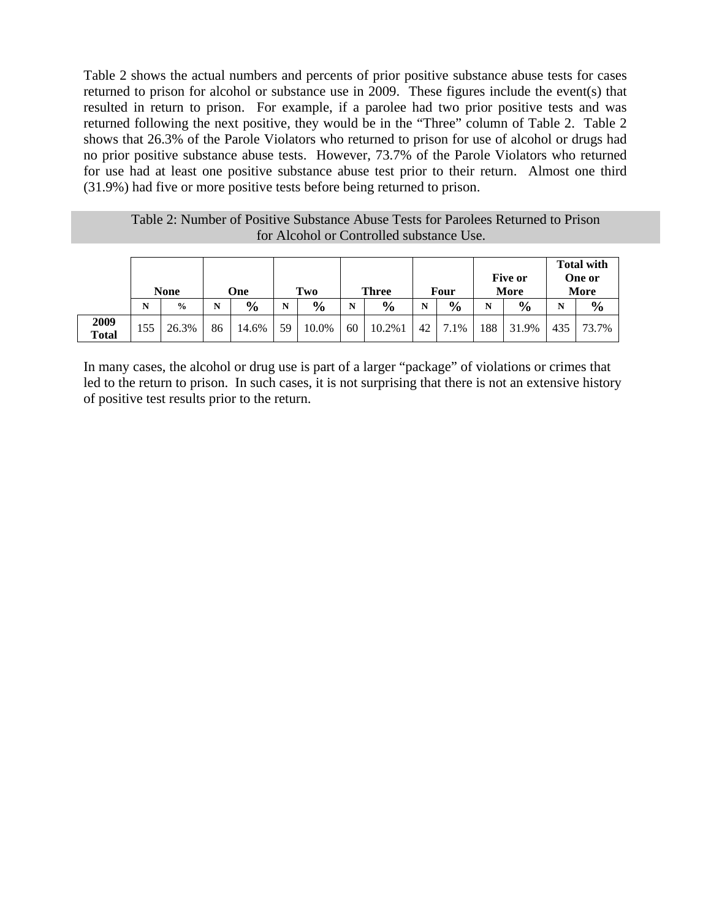Table 2 shows the actual numbers and percents of prior positive substance abuse tests for cases returned to prison for alcohol or substance use in 2009. These figures include the event(s) that resulted in return to prison. For example, if a parolee had two prior positive tests and was returned following the next positive, they would be in the "Three" column of Table 2. Table 2 shows that 26.3% of the Parole Violators who returned to prison for use of alcohol or drugs had no prior positive substance abuse tests. However, 73.7% of the Parole Violators who returned for use had at least one positive substance abuse test prior to their return. Almost one third (31.9%) had five or more positive tests before being returned to prison.

Table 2: Number of Positive Substance Abuse Tests for Parolees Returned to Prison for Alcohol or Controlled substance Use.

| | None | | One | | Two | | Three | | Four | | Five or More | | Total with One or More | |
|---|---|---|---|---|---|---|---|---|---|---|---|---|---|---|
| | N | % | N | % | N | % | N | % | N | % | N | % | N | % |
| **2009 Total** | 155 | 26.3% | 86 | 14.6% | 59 | 10.0% | 60 | 10.2%1 | 42 | 7.1% | 188 | 31.9% | 435 | 73.7% |

In many cases, the alcohol or drug use is part of a larger "package" of violations or crimes that led to the return to prison. In such cases, it is not surprising that there is not an extensive history of positive test results prior to the return.